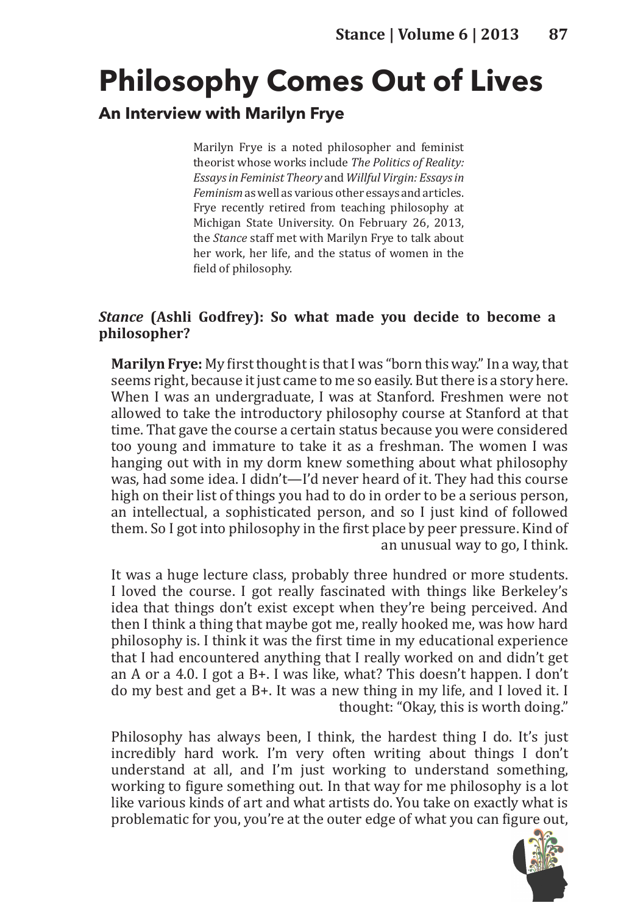# Philosophy Comes Out of Lives

## An Interview with Marilyn Frye

Marilyn Frye is a noted philosopher and feminist theorist whose works include *The Politics of Reality: Essays in Feminist Theory* and *Willful Virgin: Essays in Feminism* as well as various other essays and articles. Frye recently retired from teaching philosophy at Michigan State University. On February 26, 2013, the *Stance* staff met with Marilyn Frye to talk about her work, her life, and the status of women in the field of philosophy.

***Stance* (Ashli Godfrey): So what made you decide to become a philosopher?**

**Marilyn Frye:** My first thought is that I was "born this way." In a way, that seems right, because it just came to me so easily. But there is a story here. When I was an undergraduate, I was at Stanford. Freshmen were not allowed to take the introductory philosophy course at Stanford at that time. That gave the course a certain status because you were considered too young and immature to take it as a freshman. The women I was hanging out with in my dorm knew something about what philosophy was, had some idea. I didn't—I'd never heard of it. They had this course high on their list of things you had to do in order to be a serious person, an intellectual, a sophisticated person, and so I just kind of followed them. So I got into philosophy in the first place by peer pressure. Kind of an unusual way to go, I think.

It was a huge lecture class, probably three hundred or more students. I loved the course. I got really fascinated with things like Berkeley's idea that things don't exist except when they're being perceived. And then I think a thing that maybe got me, really hooked me, was how hard philosophy is. I think it was the first time in my educational experience that I had encountered anything that I really worked on and didn't get an A or a 4.0. I got a B+. I was like, what? This doesn't happen. I don't do my best and get a B+. It was a new thing in my life, and I loved it. I thought: "Okay, this is worth doing."

Philosophy has always been, I think, the hardest thing I do. It's just incredibly hard work. I'm very often writing about things I don't understand at all, and I'm just working to understand something, working to figure something out. In that way for me philosophy is a lot like various kinds of art and what artists do. You take on exactly what is problematic for you, you're at the outer edge of what you can figure out,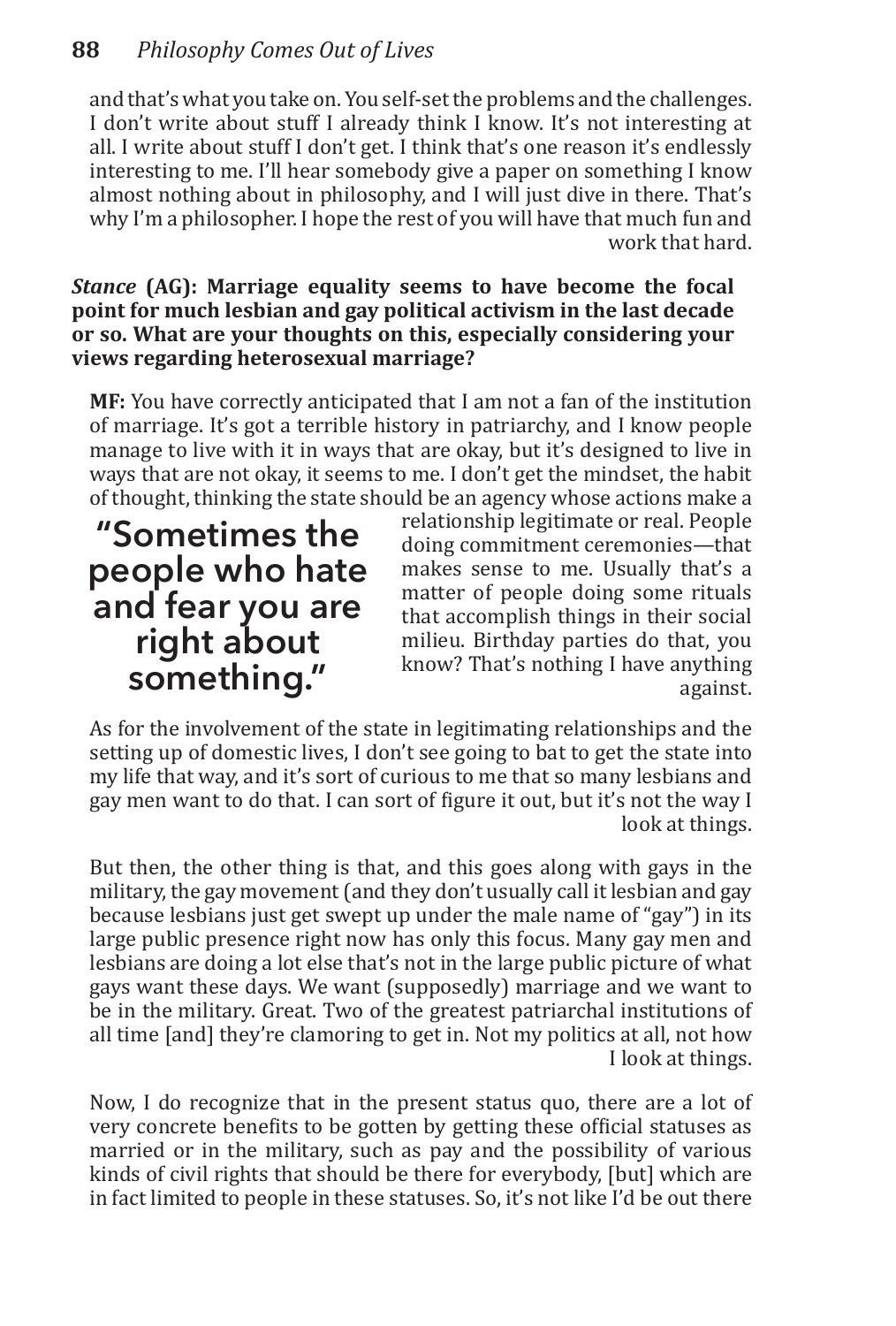and that's what you take on. You self-set the problems and the challenges. I don't write about stuff I already think I know. It's not interesting at all. I write about stuff I don't get. I think that's one reason it's endlessly interesting to me. I'll hear somebody give a paper on something I know almost nothing about in philosophy, and I will just dive in there. That's why I'm a philosopher. I hope the rest of you will have that much fun and work that hard.

***Stance* (AG): Marriage equality seems to have become the focal point for much lesbian and gay political activism in the last decade or so. What are your thoughts on this, especially considering your views regarding heterosexual marriage?**

**MF:** You have correctly anticipated that I am not a fan of the institution of marriage. It's got a terrible history in patriarchy, and I know people manage to live with it in ways that are okay, but it's designed to live in ways that are not okay, it seems to me. I don't get the mindset, the habit of thought, thinking the state should be an agency whose actions make a relationship legitimate or real. People doing commitment ceremonies—that makes sense to me. Usually that's a matter of people doing some rituals that accomplish things in their social milieu. Birthday parties do that, you know? That's nothing I have anything against.

> "Sometimes the people who hate and fear you are right about something."

As for the involvement of the state in legitimating relationships and the setting up of domestic lives, I don't see going to bat to get the state into my life that way, and it's sort of curious to me that so many lesbians and gay men want to do that. I can sort of figure it out, but it's not the way I look at things.

But then, the other thing is that, and this goes along with gays in the military, the gay movement (and they don't usually call it lesbian and gay because lesbians just get swept up under the male name of "gay") in its large public presence right now has only this focus. Many gay men and lesbians are doing a lot else that's not in the large public picture of what gays want these days. We want (supposedly) marriage and we want to be in the military. Great. Two of the greatest patriarchal institutions of all time [and] they're clamoring to get in. Not my politics at all, not how I look at things.

Now, I do recognize that in the present status quo, there are a lot of very concrete benefits to be gotten by getting these official statuses as married or in the military, such as pay and the possibility of various kinds of civil rights that should be there for everybody, [but] which are in fact limited to people in these statuses. So, it's not like I'd be out there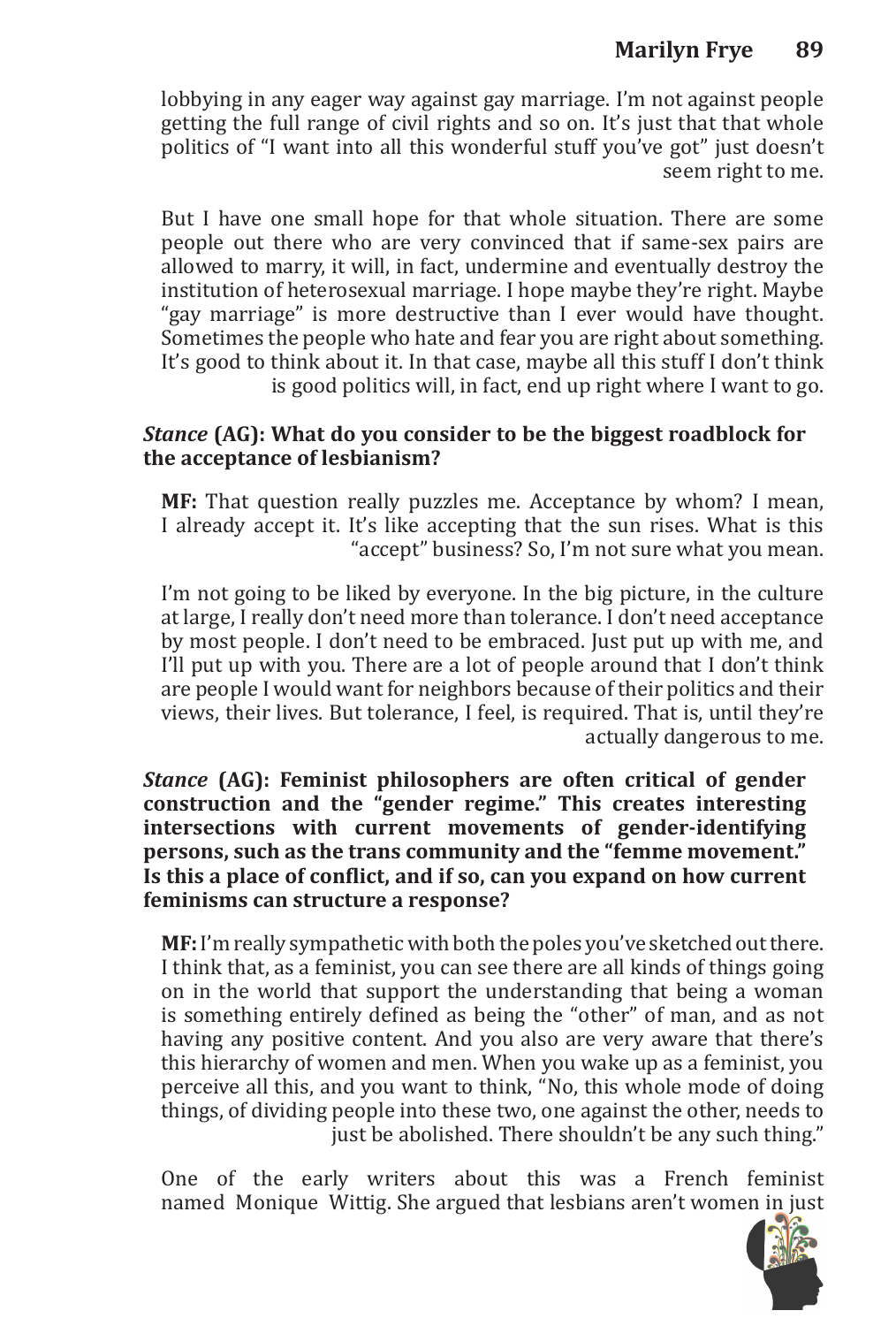lobbying in any eager way against gay marriage. I'm not against people getting the full range of civil rights and so on. It's just that that whole politics of "I want into all this wonderful stuff you've got" just doesn't seem right to me.

But I have one small hope for that whole situation. There are some people out there who are very convinced that if same-sex pairs are allowed to marry, it will, in fact, undermine and eventually destroy the institution of heterosexual marriage. I hope maybe they're right. Maybe "gay marriage" is more destructive than I ever would have thought. Sometimes the people who hate and fear you are right about something. It's good to think about it. In that case, maybe all this stuff I don't think is good politics will, in fact, end up right where I want to go.

***Stance* (AG): What do you consider to be the biggest roadblock for the acceptance of lesbianism?**

**MF:** That question really puzzles me. Acceptance by whom? I mean, I already accept it. It's like accepting that the sun rises. What is this "accept" business? So, I'm not sure what you mean.

I'm not going to be liked by everyone. In the big picture, in the culture at large, I really don't need more than tolerance. I don't need acceptance by most people. I don't need to be embraced. Just put up with me, and I'll put up with you. There are a lot of people around that I don't think are people I would want for neighbors because of their politics and their views, their lives. But tolerance, I feel, is required. That is, until they're actually dangerous to me.

***Stance* (AG): Feminist philosophers are often critical of gender construction and the "gender regime." This creates interesting intersections with current movements of gender-identifying persons, such as the trans community and the "femme movement." Is this a place of conflict, and if so, can you expand on how current feminisms can structure a response?**

**MF:** I'm really sympathetic with both the poles you've sketched out there. I think that, as a feminist, you can see there are all kinds of things going on in the world that support the understanding that being a woman is something entirely defined as being the "other" of man, and as not having any positive content. And you also are very aware that there's this hierarchy of women and men. When you wake up as a feminist, you perceive all this, and you want to think, "No, this whole mode of doing things, of dividing people into these two, one against the other, needs to just be abolished. There shouldn't be any such thing."

One of the early writers about this was a French feminist named Monique Wittig. She argued that lesbians aren't women in just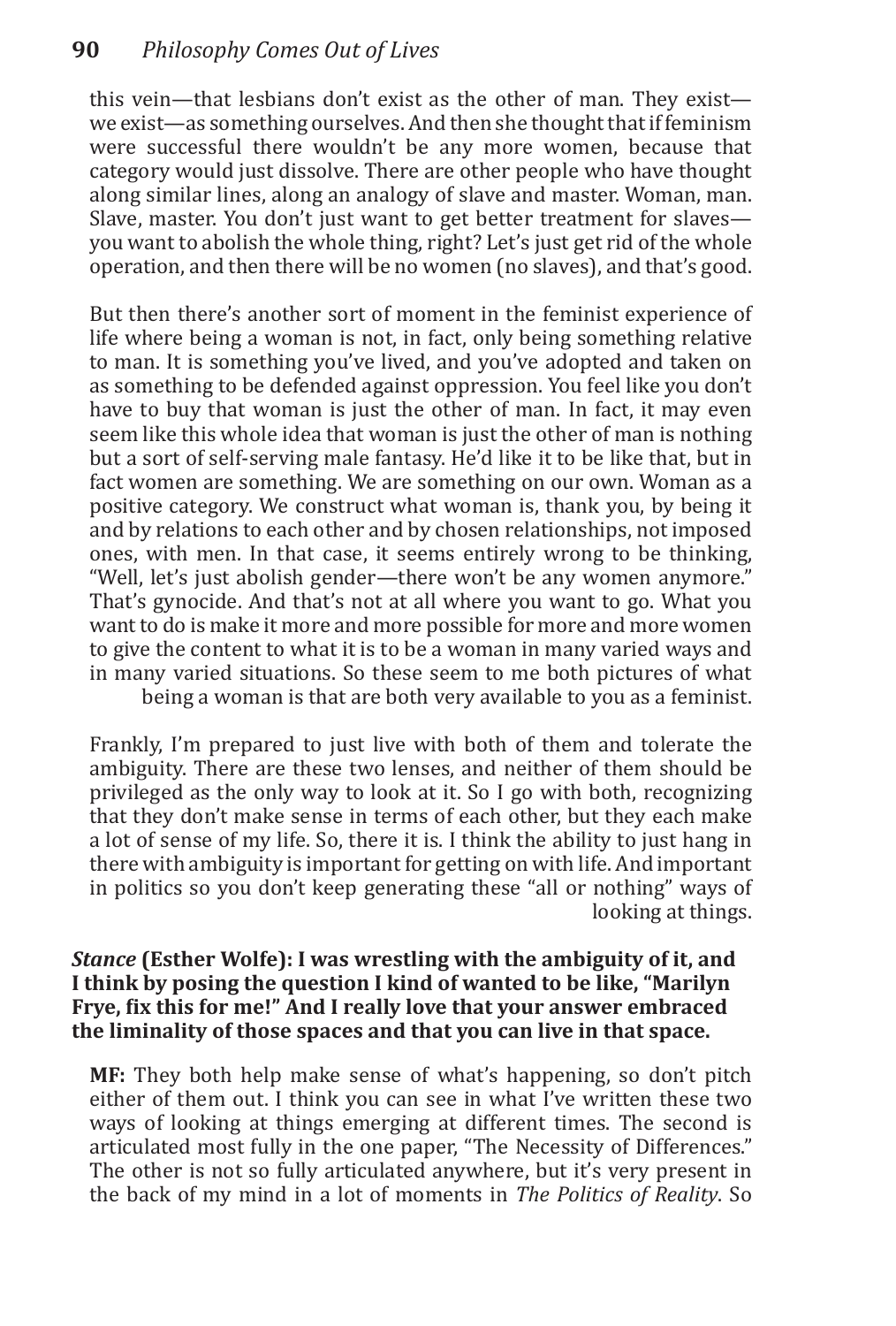this vein—that lesbians don't exist as the other of man. They exist—we exist—as something ourselves. And then she thought that if feminism were successful there wouldn't be any more women, because that category would just dissolve. There are other people who have thought along similar lines, along an analogy of slave and master. Woman, man. Slave, master. You don't just want to get better treatment for slaves—you want to abolish the whole thing, right? Let's just get rid of the whole operation, and then there will be no women (no slaves), and that's good.

But then there's another sort of moment in the feminist experience of life where being a woman is not, in fact, only being something relative to man. It is something you've lived, and you've adopted and taken on as something to be defended against oppression. You feel like you don't have to buy that woman is just the other of man. In fact, it may even seem like this whole idea that woman is just the other of man is nothing but a sort of self-serving male fantasy. He'd like it to be like that, but in fact women are something. We are something on our own. Woman as a positive category. We construct what woman is, thank you, by being it and by relations to each other and by chosen relationships, not imposed ones, with men. In that case, it seems entirely wrong to be thinking, "Well, let's just abolish gender—there won't be any women anymore." That's gynocide. And that's not at all where you want to go. What you want to do is make it more and more possible for more and more women to give the content to what it is to be a woman in many varied ways and in many varied situations. So these seem to me both pictures of what being a woman is that are both very available to you as a feminist.

Frankly, I'm prepared to just live with both of them and tolerate the ambiguity. There are these two lenses, and neither of them should be privileged as the only way to look at it. So I go with both, recognizing that they don't make sense in terms of each other, but they each make a lot of sense of my life. So, there it is. I think the ability to just hang in there with ambiguity is important for getting on with life. And important in politics so you don't keep generating these "all or nothing" ways of looking at things.

***Stance* (Esther Wolfe): I was wrestling with the ambiguity of it, and I think by posing the question I kind of wanted to be like, "Marilyn Frye, fix this for me!" And I really love that your answer embraced the liminality of those spaces and that you can live in that space.**

**MF:** They both help make sense of what's happening, so don't pitch either of them out. I think you can see in what I've written these two ways of looking at things emerging at different times. The second is articulated most fully in the one paper, "The Necessity of Differences." The other is not so fully articulated anywhere, but it's very present in the back of my mind in a lot of moments in *The Politics of Reality*. So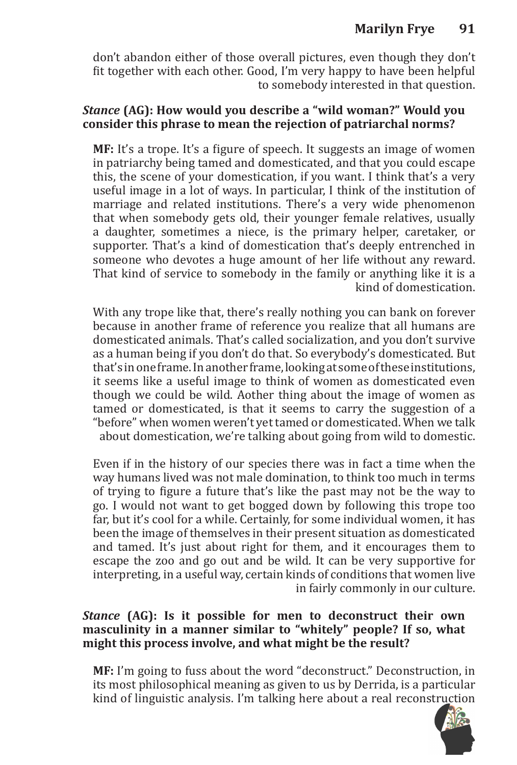don't abandon either of those overall pictures, even though they don't fit together with each other. Good, I'm very happy to have been helpful to somebody interested in that question.

***Stance* (AG): How would you describe a "wild woman?" Would you consider this phrase to mean the rejection of patriarchal norms?**

**MF:** It's a trope. It's a figure of speech. It suggests an image of women in patriarchy being tamed and domesticated, and that you could escape this, the scene of your domestication, if you want. I think that's a very useful image in a lot of ways. In particular, I think of the institution of marriage and related institutions. There's a very wide phenomenon that when somebody gets old, their younger female relatives, usually a daughter, sometimes a niece, is the primary helper, caretaker, or supporter. That's a kind of domestication that's deeply entrenched in someone who devotes a huge amount of her life without any reward. That kind of service to somebody in the family or anything like it is a kind of domestication.

With any trope like that, there's really nothing you can bank on forever because in another frame of reference you realize that all humans are domesticated animals. That's called socialization, and you don't survive as a human being if you don't do that. So everybody's domesticated. But that's in one frame. In another frame, looking at some of these institutions, it seems like a useful image to think of women as domesticated even though we could be wild. Aother thing about the image of women as tamed or domesticated, is that it seems to carry the suggestion of a "before" when women weren't yet tamed or domesticated. When we talk about domestication, we're talking about going from wild to domestic.

Even if in the history of our species there was in fact a time when the way humans lived was not male domination, to think too much in terms of trying to figure a future that's like the past may not be the way to go. I would not want to get bogged down by following this trope too far, but it's cool for a while. Certainly, for some individual women, it has been the image of themselves in their present situation as domesticated and tamed. It's just about right for them, and it encourages them to escape the zoo and go out and be wild. It can be very supportive for interpreting, in a useful way, certain kinds of conditions that women live in fairly commonly in our culture.

***Stance* (AG): Is it possible for men to deconstruct their own masculinity in a manner similar to "whitely" people? If so, what might this process involve, and what might be the result?**

**MF:** I'm going to fuss about the word "deconstruct." Deconstruction, in its most philosophical meaning as given to us by Derrida, is a particular kind of linguistic analysis. I'm talking here about a real reconstruction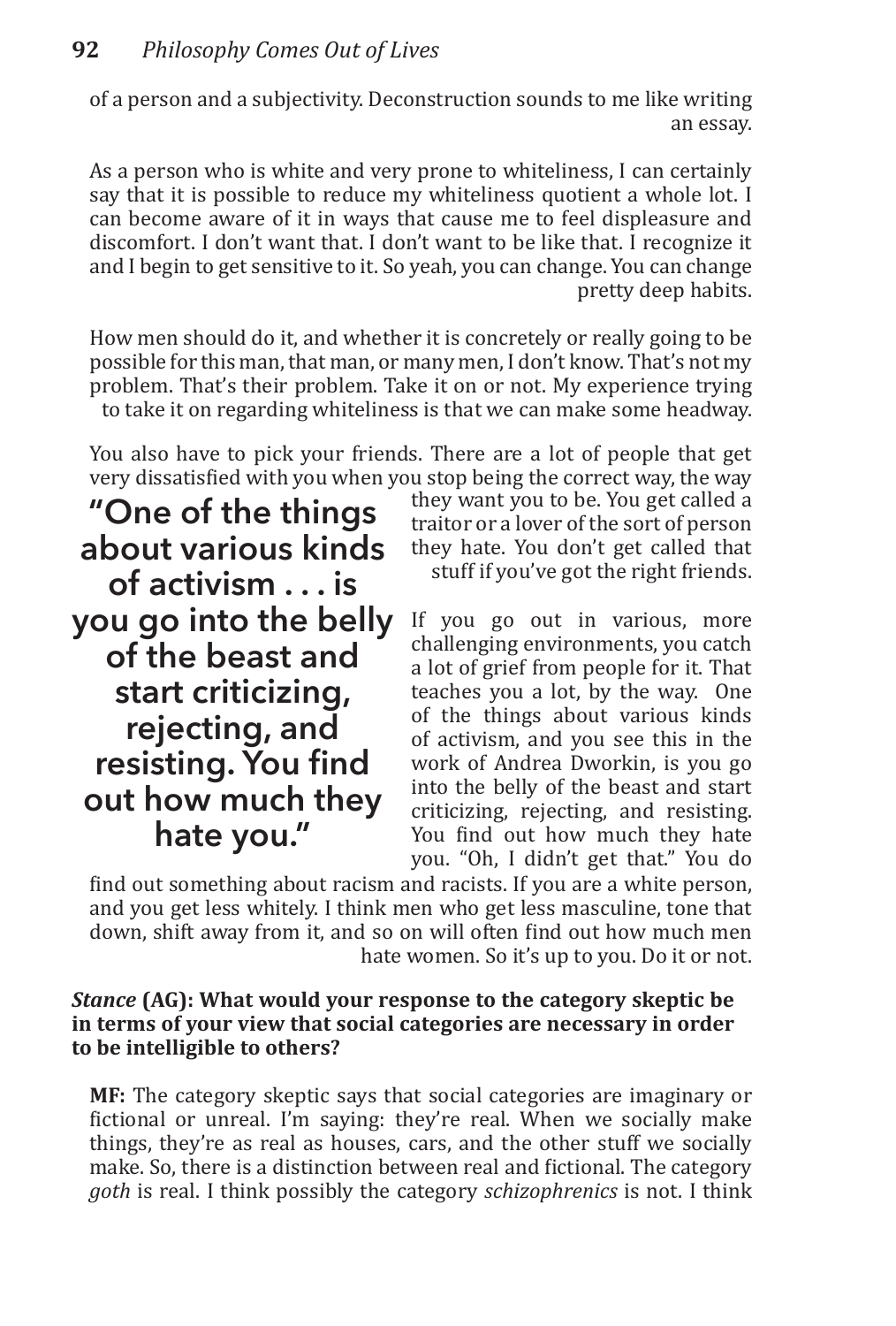of a person and a subjectivity. Deconstruction sounds to me like writing an essay.

As a person who is white and very prone to whiteliness, I can certainly say that it is possible to reduce my whiteliness quotient a whole lot. I can become aware of it in ways that cause me to feel displeasure and discomfort. I don't want that. I don't want to be like that. I recognize it and I begin to get sensitive to it. So yeah, you can change. You can change pretty deep habits.

How men should do it, and whether it is concretely or really going to be possible for this man, that man, or many men, I don't know. That's not my problem. That's their problem. Take it on or not. My experience trying to take it on regarding whiteliness is that we can make some headway.

You also have to pick your friends. There are a lot of people that get very dissatisfied with you when you stop being the correct way, the way they want you to be. You get called a traitor or a lover of the sort of person they hate. You don't get called that stuff if you've got the right friends.

> **"One of the things about various kinds of activism . . . is you go into the belly of the beast and start criticizing, rejecting, and resisting. You find out how much they hate you."**

If you go out in various, more challenging environments, you catch a lot of grief from people for it. That teaches you a lot, by the way. One of the things about various kinds of activism, and you see this in the work of Andrea Dworkin, is you go into the belly of the beast and start criticizing, rejecting, and resisting. You find out how much they hate you. "Oh, I didn't get that." You do find out something about racism and racists. If you are a white person, and you get less whitely. I think men who get less masculine, tone that down, shift away from it, and so on will often find out how much men hate women. So it's up to you. Do it or not.

***Stance* (AG): What would your response to the category skeptic be in terms of your view that social categories are necessary in order to be intelligible to others?**

**MF:** The category skeptic says that social categories are imaginary or fictional or unreal. I'm saying: they're real. When we socially make things, they're as real as houses, cars, and the other stuff we socially make. So, there is a distinction between real and fictional. The category *goth* is real. I think possibly the category *schizophrenics* is not. I think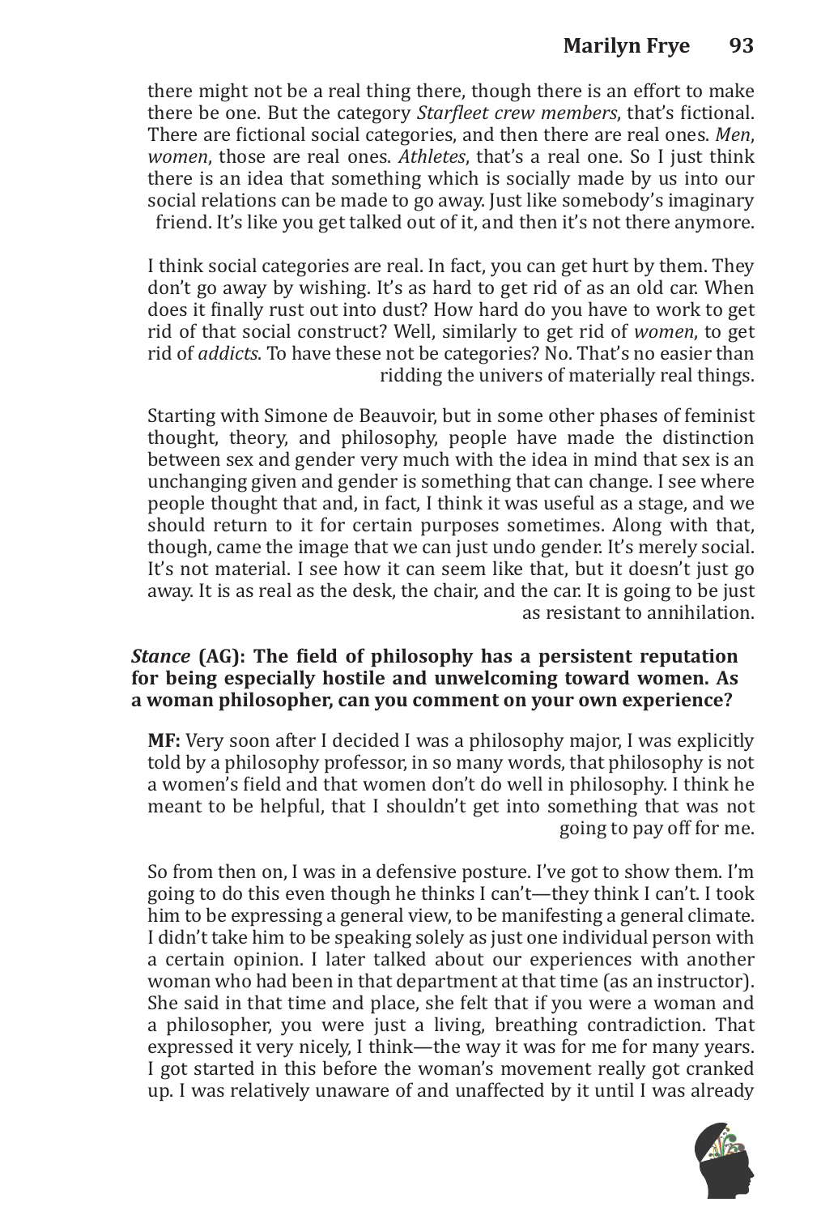there might not be a real thing there, though there is an effort to make there be one. But the category *Starfleet crew members*, that's fictional. There are fictional social categories, and then there are real ones. *Men*, *women*, those are real ones. *Athletes*, that's a real one. So I just think there is an idea that something which is socially made by us into our social relations can be made to go away. Just like somebody's imaginary friend. It's like you get talked out of it, and then it's not there anymore.

I think social categories are real. In fact, you can get hurt by them. They don't go away by wishing. It's as hard to get rid of as an old car. When does it finally rust out into dust? How hard do you have to work to get rid of that social construct? Well, similarly to get rid of *women*, to get rid of *addicts*. To have these not be categories? No. That's no easier than ridding the univers of materially real things.

Starting with Simone de Beauvoir, but in some other phases of feminist thought, theory, and philosophy, people have made the distinction between sex and gender very much with the idea in mind that sex is an unchanging given and gender is something that can change. I see where people thought that and, in fact, I think it was useful as a stage, and we should return to it for certain purposes sometimes. Along with that, though, came the image that we can just undo gender. It's merely social. It's not material. I see how it can seem like that, but it doesn't just go away. It is as real as the desk, the chair, and the car. It is going to be just as resistant to annihilation.

***Stance* (AG): The field of philosophy has a persistent reputation for being especially hostile and unwelcoming toward women. As a woman philosopher, can you comment on your own experience?**

**MF:** Very soon after I decided I was a philosophy major, I was explicitly told by a philosophy professor, in so many words, that philosophy is not a women's field and that women don't do well in philosophy. I think he meant to be helpful, that I shouldn't get into something that was not going to pay off for me.

So from then on, I was in a defensive posture. I've got to show them. I'm going to do this even though he thinks I can't—they think I can't. I took him to be expressing a general view, to be manifesting a general climate. I didn't take him to be speaking solely as just one individual person with a certain opinion. I later talked about our experiences with another woman who had been in that department at that time (as an instructor). She said in that time and place, she felt that if you were a woman and a philosopher, you were just a living, breathing contradiction. That expressed it very nicely, I think—the way it was for me for many years. I got started in this before the woman's movement really got cranked up. I was relatively unaware of and unaffected by it until I was already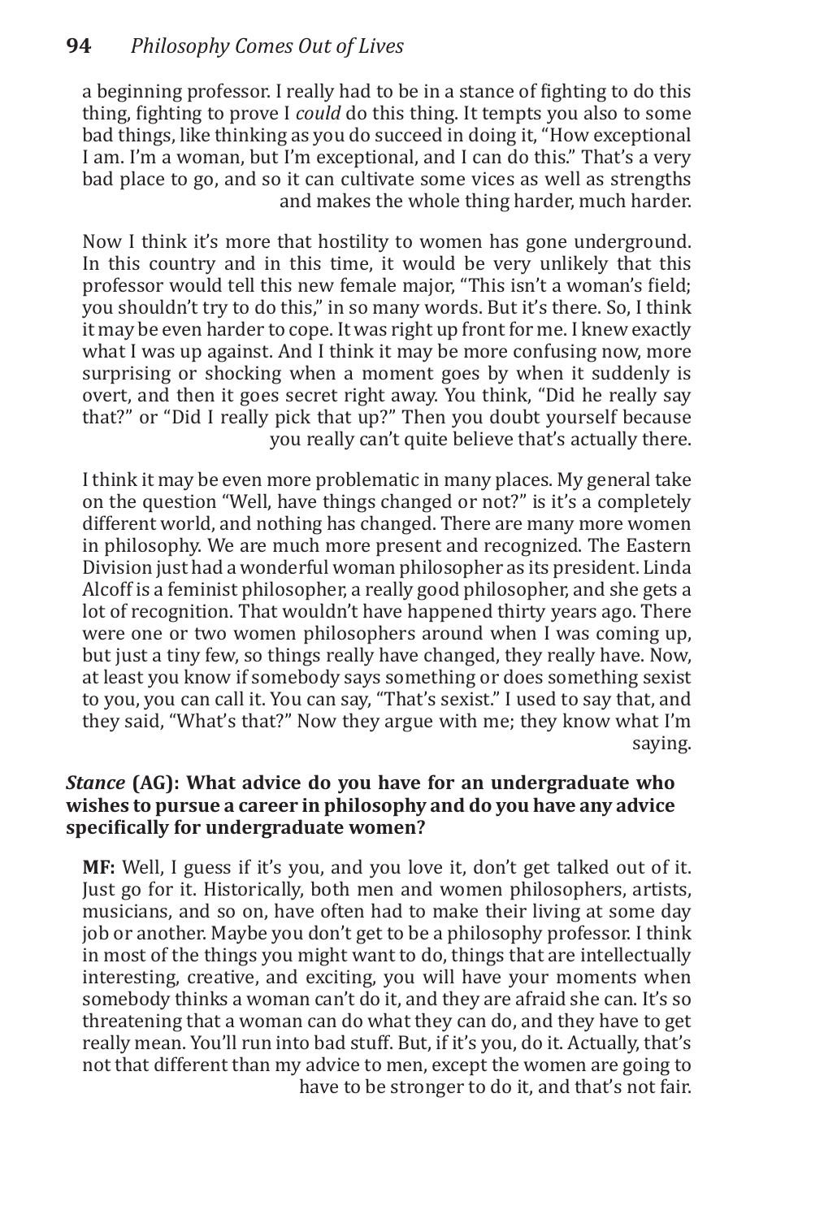a beginning professor. I really had to be in a stance of fighting to do this thing, fighting to prove I *could* do this thing. It tempts you also to some bad things, like thinking as you do succeed in doing it, "How exceptional I am. I'm a woman, but I'm exceptional, and I can do this." That's a very bad place to go, and so it can cultivate some vices as well as strengths and makes the whole thing harder, much harder.

Now I think it's more that hostility to women has gone underground. In this country and in this time, it would be very unlikely that this professor would tell this new female major, "This isn't a woman's field; you shouldn't try to do this," in so many words. But it's there. So, I think it may be even harder to cope. It was right up front for me. I knew exactly what I was up against. And I think it may be more confusing now, more surprising or shocking when a moment goes by when it suddenly is overt, and then it goes secret right away. You think, "Did he really say that?" or "Did I really pick that up?" Then you doubt yourself because you really can't quite believe that's actually there.

I think it may be even more problematic in many places. My general take on the question "Well, have things changed or not?" is it's a completely different world, and nothing has changed. There are many more women in philosophy. We are much more present and recognized. The Eastern Division just had a wonderful woman philosopher as its president. Linda Alcoff is a feminist philosopher, a really good philosopher, and she gets a lot of recognition. That wouldn't have happened thirty years ago. There were one or two women philosophers around when I was coming up, but just a tiny few, so things really have changed, they really have. Now, at least you know if somebody says something or does something sexist to you, you can call it. You can say, "That's sexist." I used to say that, and they said, "What's that?" Now they argue with me; they know what I'm saying.

***Stance* (AG): What advice do you have for an undergraduate who wishes to pursue a career in philosophy and do you have any advice specifically for undergraduate women?**

**MF:** Well, I guess if it's you, and you love it, don't get talked out of it. Just go for it. Historically, both men and women philosophers, artists, musicians, and so on, have often had to make their living at some day job or another. Maybe you don't get to be a philosophy professor. I think in most of the things you might want to do, things that are intellectually interesting, creative, and exciting, you will have your moments when somebody thinks a woman can't do it, and they are afraid she can. It's so threatening that a woman can do what they can do, and they have to get really mean. You'll run into bad stuff. But, if it's you, do it. Actually, that's not that different than my advice to men, except the women are going to have to be stronger to do it, and that's not fair.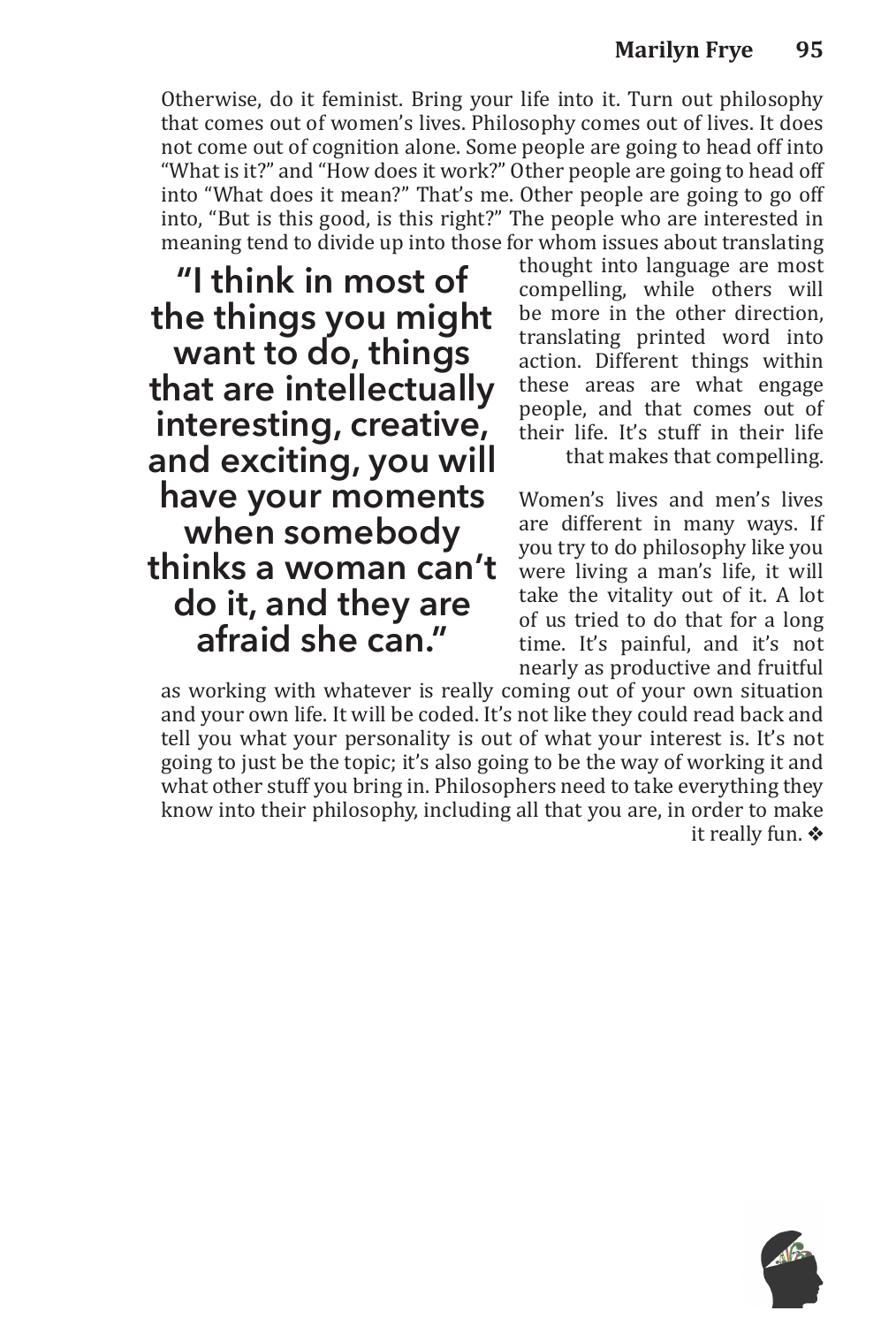Otherwise, do it feminist. Bring your life into it. Turn out philosophy that comes out of women's lives. Philosophy comes out of lives. It does not come out of cognition alone. Some people are going to head off into "What is it?" and "How does it work?" Other people are going to head off into "What does it mean?" That's me. Other people are going to go off into, "But is this good, is this right?" The people who are interested in meaning tend to divide up into those for whom issues about translating thought into language are most compelling, while others will be more in the other direction, translating printed word into action. Different things within these areas are what engage people, and that comes out of their life. It's stuff in their life that makes that compelling.

> **"I think in most of the things you might want to do, things that are intellectually interesting, creative, and exciting, you will have your moments when somebody thinks a woman can't do it, and they are afraid she can."**

Women's lives and men's lives are different in many ways. If you try to do philosophy like you were living a man's life, it will take the vitality out of it. A lot of us tried to do that for a long time. It's painful, and it's not nearly as productive and fruitful as working with whatever is really coming out of your own situation and your own life. It will be coded. It's not like they could read back and tell you what your personality is out of what your interest is. It's not going to just be the topic; it's also going to be the way of working it and what other stuff you bring in. Philosophers need to take everything they know into their philosophy, including all that you are, in order to make it really fun. ❖